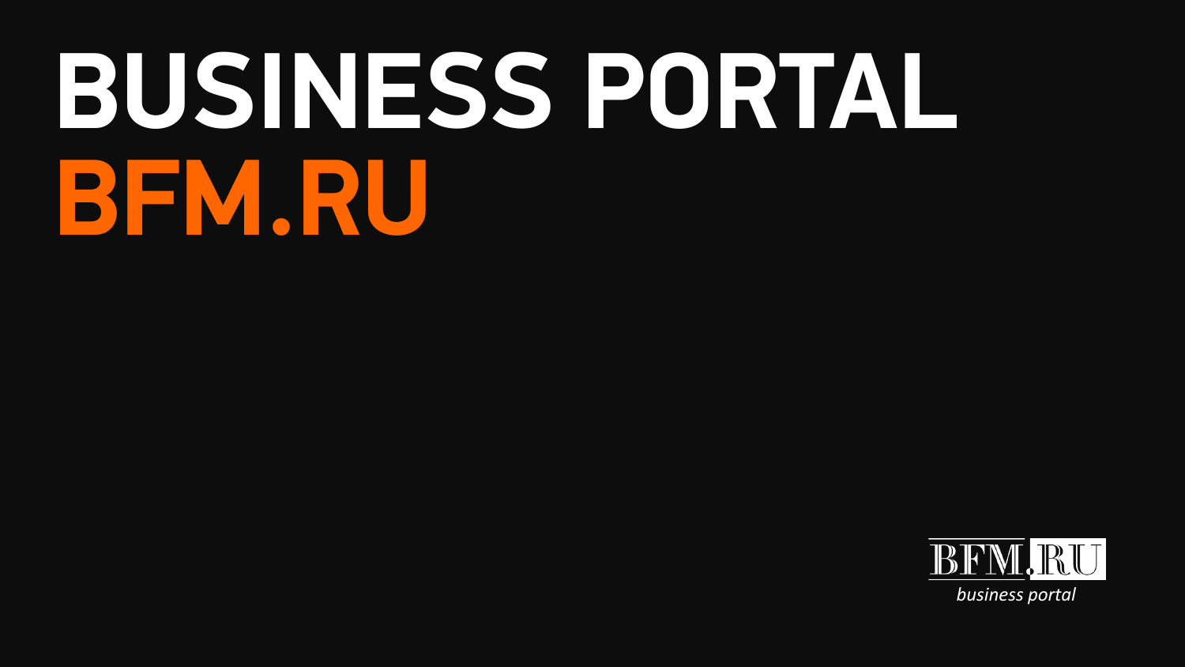# BUSINESS PORTAL
# BFM.RU

BFM.RU

*business portal*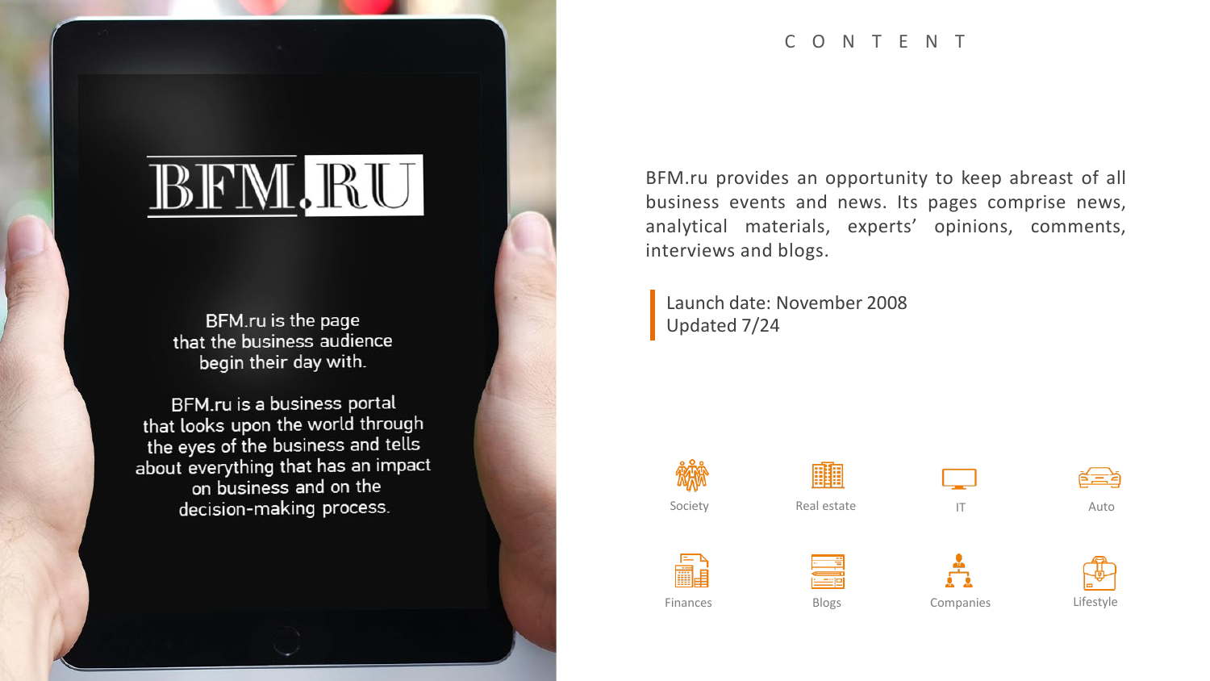BFM.RU

BFM.ru is the page that the business audience begin their day with.

BFM.ru is a business portal that looks upon the world through the eyes of the business and tells about everything that has an impact on business and on the decision-making process.

# CONTENT

BFM.ru provides an opportunity to keep abreast of all business events and news. Its pages comprise news, analytical materials, experts' opinions, comments, interviews and blogs.

Launch date: November 2008
Updated 7/24

- Society
- Real estate
- IT
- Auto
- Finances
- Blogs
- Companies
- Lifestyle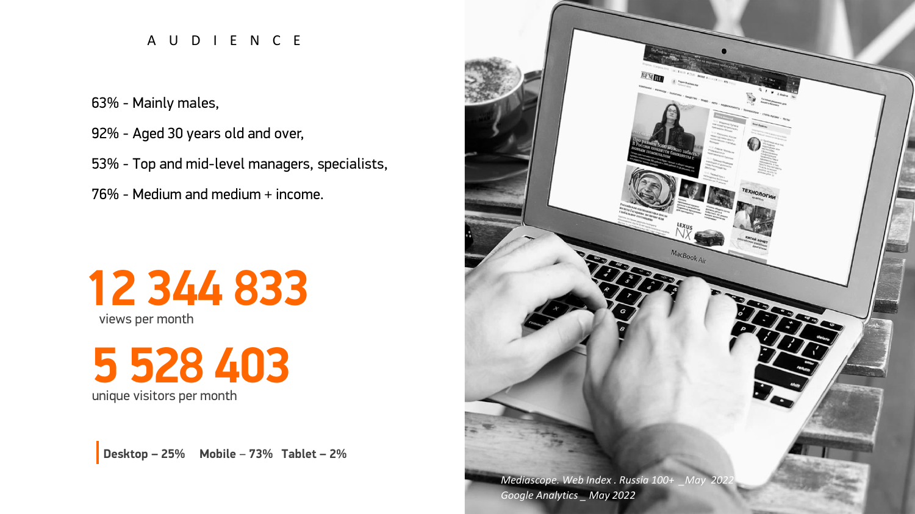# AUDIENCE

63% - Mainly males,

92% - Aged 30 years old and over,

53% - Top and mid-level managers, specialists,

76% - Medium and medium + income.

**12 344 833**
views per month

**5 528 403**
unique visitors per month

**Desktop – 25%** **Mobile – 73%** **Tablet – 2%**

*Mediascope. Web Index . Russia 100+ _May 2022*
*Google Analytics _ May 2022*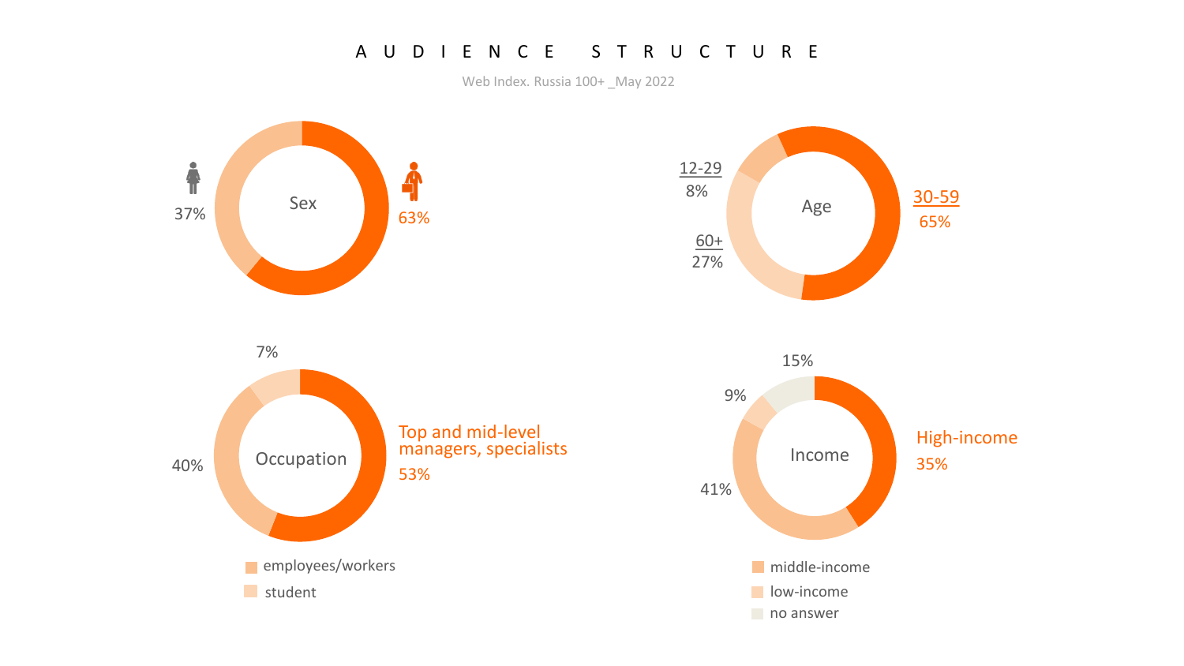# AUDIENCE STRUCTURE

Web Index. Russia 100+ _May 2022

**Sex**

- 37%
- 63%

**Age**

- 12-29: 8%
- 60+: 27%
- 30-59: 65%

**Occupation**

- 7%
- 40%
- Top and mid-level managers, specialists: 53%

employees/workers

student

**Income**

- 15%
- 9%
- 41%
- High-income: 35%

middle-income

low-income

no answer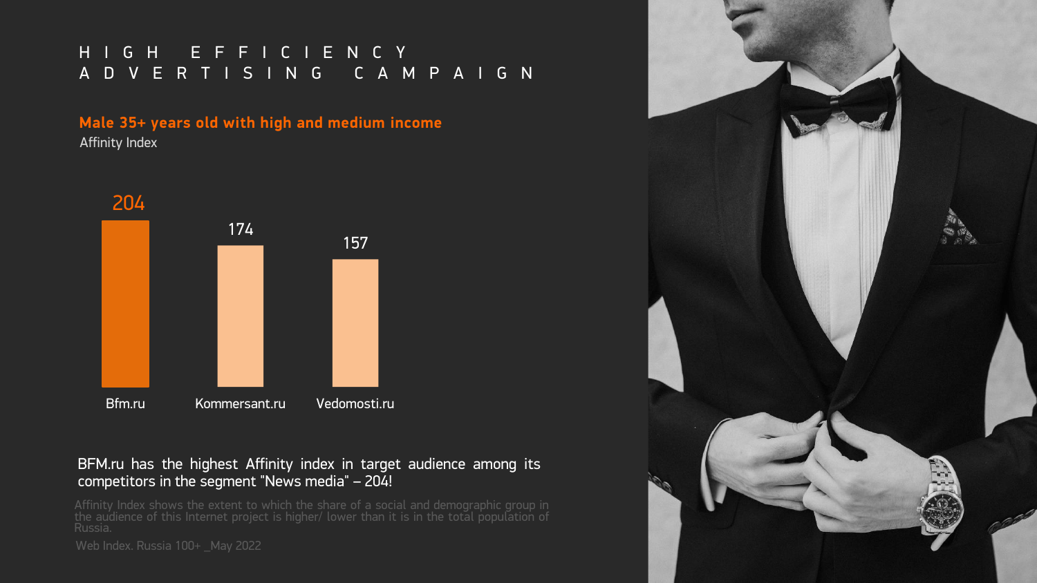# HIGH EFFICIENCY ADVERTISING CAMPAIGN

**Male 35+ years old with high and medium income**

Affinity Index

| Bfm.ru | Kommersant.ru | Vedomosti.ru |
|---|---|---|
| 204 | 174 | 157 |

BFM.ru has the highest Affinity index in target audience among its competitors in the segment "News media" – 204!

Affinity Index shows the extent to which the share of a social and demographic group in the audience of this Internet project is higher/ lower than it is in the total population of Russia.

Web Index. Russia 100+ _May 2022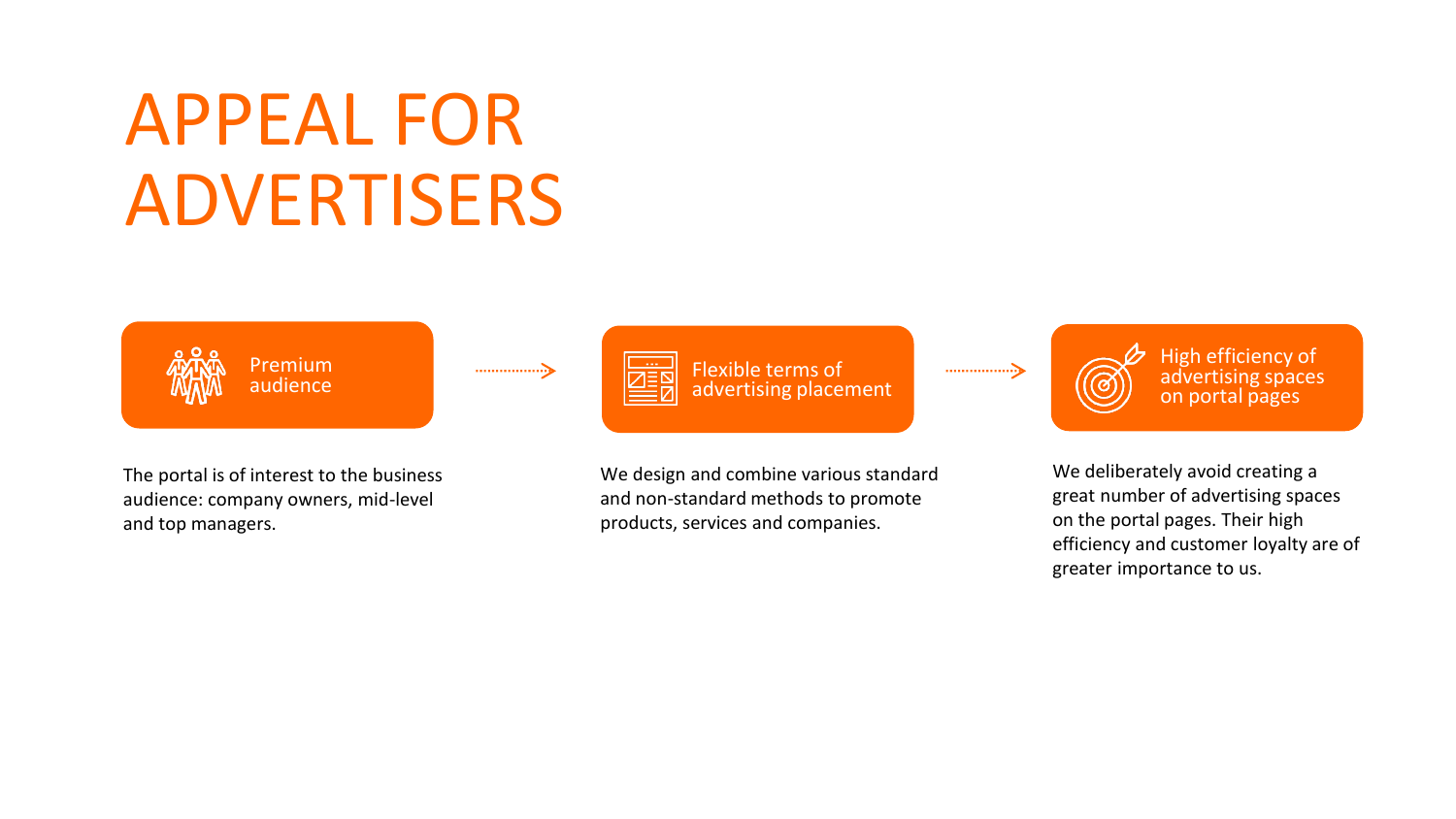# APPEAL FOR ADVERTISERS

### Premium audience

The portal is of interest to the business audience: company owners, mid-level and top managers.

### Flexible terms of advertising placement

We design and combine various standard and non-standard methods to promote products, services and companies.

### High efficiency of advertising spaces on portal pages

We deliberately avoid creating a great number of advertising spaces on the portal pages. Their high efficiency and customer loyalty are of greater importance to us.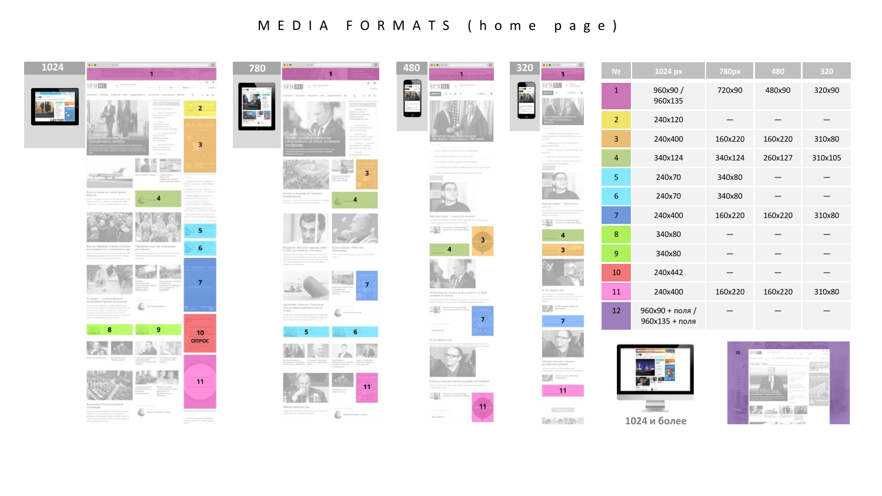# MEDIA FORMATS (home page)

1024

780

480

320

| № | 1024 px | 780px | 480 | 320 |
|---|---|---|---|---|
| 1 | 960x90 / 960x135 | 720x90 | 480x90 | 320x90 |
| 2 | 240x120 | — | — | — |
| 3 | 240x400 | 160x220 | 160x220 | 310x80 |
| 4 | 340x124 | 340x124 | 260x127 | 310x105 |
| 5 | 240x70 | 340x80 | — | — |
| 6 | 240x70 | 340x80 | — | — |
| 7 | 240x400 | 160x220 | 160x220 | 310x80 |
| 8 | 340x80 | — | — | — |
| 9 | 340x80 | — | — | — |
| 10 | 240x442 | — | — | — |
| 11 | 240x400 | 160x220 | 160x220 | 310x80 |
| 12 | 960x90 + поля / 960x135 + поля | — | — | — |

1024 и более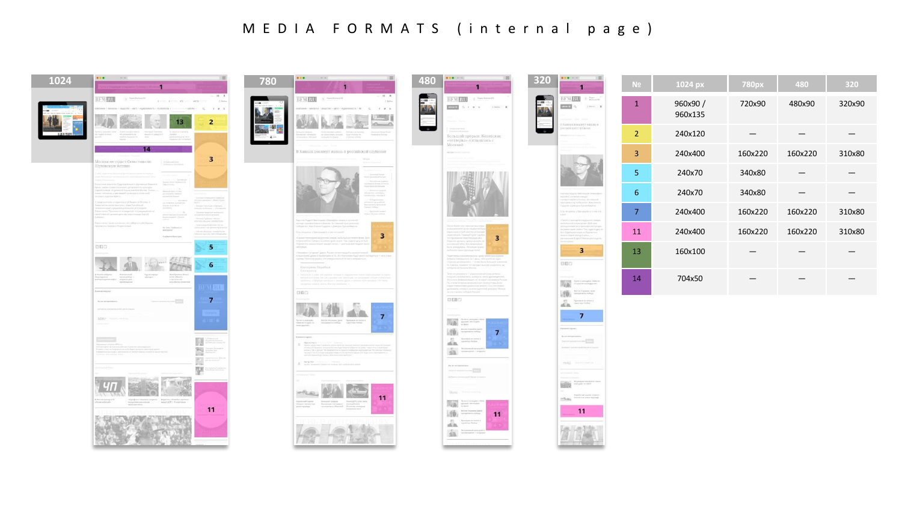# MEDIA FORMATS (internal page)

| № | 1024 px | 780px | 480 | 320 |
|---|---|---|---|---|
| 1 | 960x90 / 960x135 | 720x90 | 480x90 | 320x90 |
| 2 | 240x120 | — | — | — |
| 3 | 240x400 | 160x220 | 160x220 | 310x80 |
| 5 | 240x70 | 340x80 | — | — |
| 6 | 240x70 | 340x80 | — | — |
| 7 | 240x400 | 160x220 | 160x220 | 310x80 |
| 11 | 240x400 | 160x220 | 160x220 | 310x80 |
| 13 | 160x100 | — | — | — |
| 14 | 704x50 | — | — | — |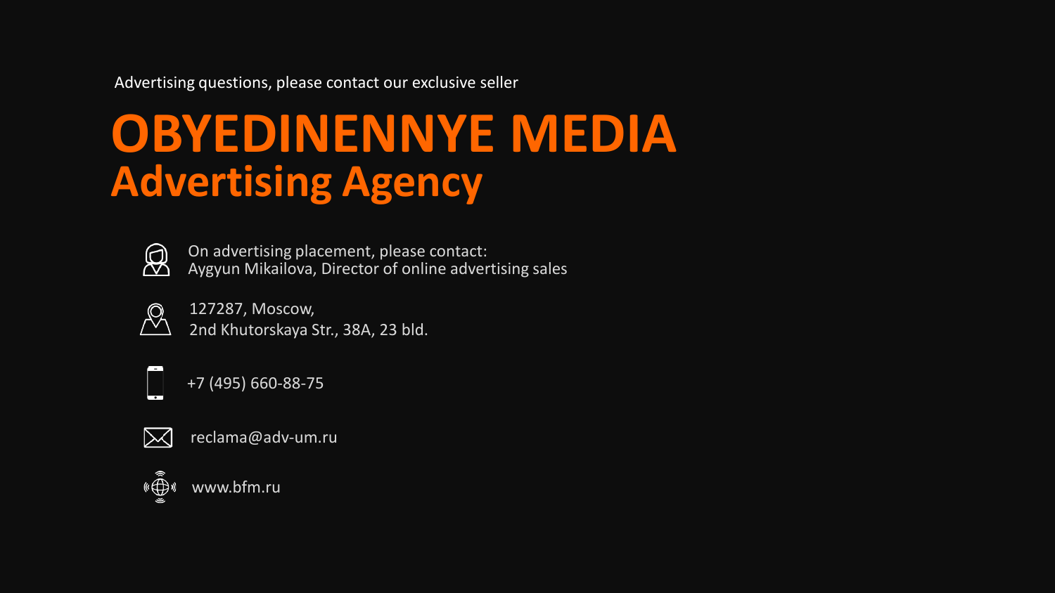Advertising questions, please contact our exclusive seller

# OBYEDINENNYE MEDIA
## Advertising Agency

On advertising placement, please contact:
Aygyun Mikailova, Director of online advertising sales

127287, Moscow,
2nd Khutorskaya Str., 38A, 23 bld.

+7 (495) 660-88-75

reclama@adv-um.ru

www.bfm.ru